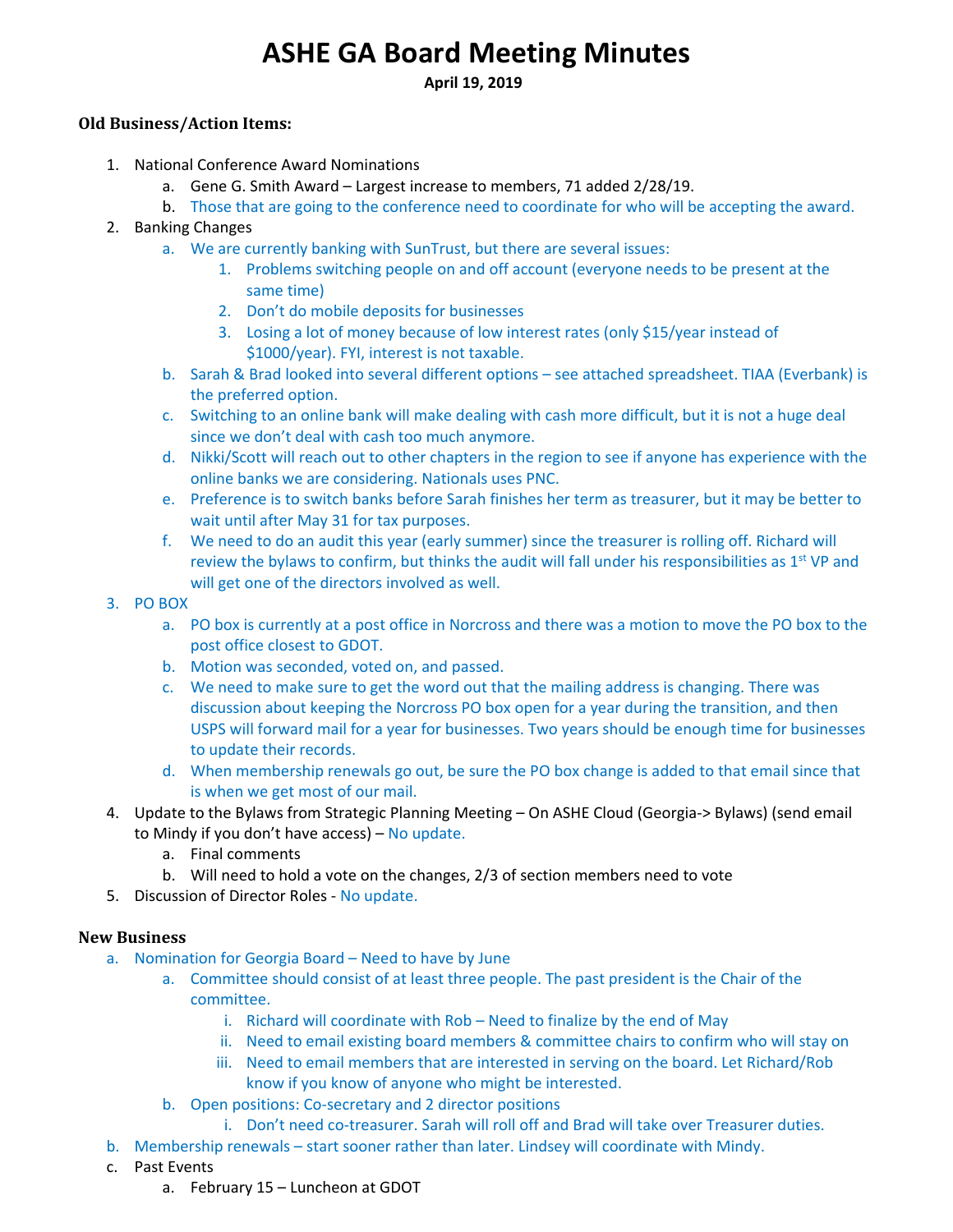# ASHE GA Board Meeting Minutes

**April 19, 2019**

### Old Business/Action Items:

1. National Conference Award Nominations
    a. Gene G. Smith Award – Largest increase to members, 71 added 2/28/19.
    b. Those that are going to the conference need to coordinate for who will be accepting the award.
2. Banking Changes
    a. We are currently banking with SunTrust, but there are several issues:
        1. Problems switching people on and off account (everyone needs to be present at the same time)
        2. Don't do mobile deposits for businesses
        3. Losing a lot of money because of low interest rates (only $15/year instead of $1000/year). FYI, interest is not taxable.
    b. Sarah & Brad looked into several different options – see attached spreadsheet. TIAA (Everbank) is the preferred option.
    c. Switching to an online bank will make dealing with cash more difficult, but it is not a huge deal since we don't deal with cash too much anymore.
    d. Nikki/Scott will reach out to other chapters in the region to see if anyone has experience with the online banks we are considering. Nationals uses PNC.
    e. Preference is to switch banks before Sarah finishes her term as treasurer, but it may be better to wait until after May 31 for tax purposes.
    f. We need to do an audit this year (early summer) since the treasurer is rolling off. Richard will review the bylaws to confirm, but thinks the audit will fall under his responsibilities as 1st VP and will get one of the directors involved as well.
3. PO BOX
    a. PO box is currently at a post office in Norcross and there was a motion to move the PO box to the post office closest to GDOT.
    b. Motion was seconded, voted on, and passed.
    c. We need to make sure to get the word out that the mailing address is changing. There was discussion about keeping the Norcross PO box open for a year during the transition, and then USPS will forward mail for a year for businesses. Two years should be enough time for businesses to update their records.
    d. When membership renewals go out, be sure the PO box change is added to that email since that is when we get most of our mail.
4. Update to the Bylaws from Strategic Planning Meeting – On ASHE Cloud (Georgia-> Bylaws) (send email to Mindy if you don't have access) – No update.
    a. Final comments
    b. Will need to hold a vote on the changes, 2/3 of section members need to vote
5. Discussion of Director Roles - No update.

### New Business

a. Nomination for Georgia Board – Need to have by June
    a. Committee should consist of at least three people. The past president is the Chair of the committee.
        i. Richard will coordinate with Rob – Need to finalize by the end of May
        ii. Need to email existing board members & committee chairs to confirm who will stay on
        iii. Need to email members that are interested in serving on the board. Let Richard/Rob know if you know of anyone who might be interested.
    b. Open positions: Co-secretary and 2 director positions
        i. Don't need co-treasurer. Sarah will roll off and Brad will take over Treasurer duties.
b. Membership renewals – start sooner rather than later. Lindsey will coordinate with Mindy.
c. Past Events
    a. February 15 – Luncheon at GDOT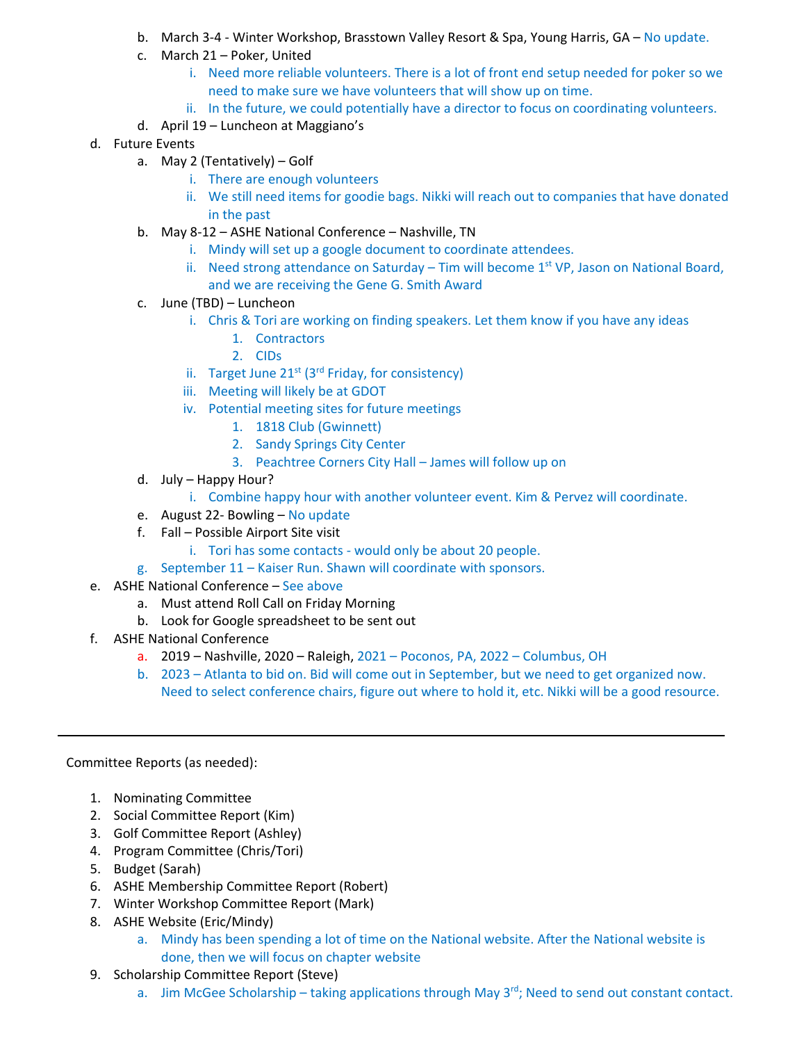b. March 3-4 - Winter Workshop, Brasstown Valley Resort & Spa, Young Harris, GA – No update.
   c. March 21 – Poker, United
      i. Need more reliable volunteers. There is a lot of front end setup needed for poker so we need to make sure we have volunteers that will show up on time.
      ii. In the future, we could potentially have a director to focus on coordinating volunteers.
   d. April 19 – Luncheon at Maggiano's

d. Future Events
   a. May 2 (Tentatively) – Golf
      i. There are enough volunteers
      ii. We still need items for goodie bags. Nikki will reach out to companies that have donated in the past
   b. May 8-12 – ASHE National Conference – Nashville, TN
      i. Mindy will set up a google document to coordinate attendees.
      ii. Need strong attendance on Saturday – Tim will become 1st VP, Jason on National Board, and we are receiving the Gene G. Smith Award
   c. June (TBD) – Luncheon
      i. Chris & Tori are working on finding speakers. Let them know if you have any ideas
         1. Contractors
         2. CIDs
      ii. Target June 21st (3rd Friday, for consistency)
      iii. Meeting will likely be at GDOT
      iv. Potential meeting sites for future meetings
         1. 1818 Club (Gwinnett)
         2. Sandy Springs City Center
         3. Peachtree Corners City Hall – James will follow up on
   d. July – Happy Hour?
      i. Combine happy hour with another volunteer event. Kim & Pervez will coordinate.
   e. August 22- Bowling – No update
   f. Fall – Possible Airport Site visit
      i. Tori has some contacts - would only be about 20 people.
   g. September 11 – Kaiser Run. Shawn will coordinate with sponsors.

e. ASHE National Conference – See above
   a. Must attend Roll Call on Friday Morning
   b. Look for Google spreadsheet to be sent out

f. ASHE National Conference
   a. 2019 – Nashville, 2020 – Raleigh, 2021 – Poconos, PA, 2022 – Columbus, OH
   b. 2023 – Atlanta to bid on. Bid will come out in September, but we need to get organized now. Need to select conference chairs, figure out where to hold it, etc. Nikki will be a good resource.

---

Committee Reports (as needed):

1. Nominating Committee
2. Social Committee Report (Kim)
3. Golf Committee Report (Ashley)
4. Program Committee (Chris/Tori)
5. Budget (Sarah)
6. ASHE Membership Committee Report (Robert)
7. Winter Workshop Committee Report (Mark)
8. ASHE Website (Eric/Mindy)
   a. Mindy has been spending a lot of time on the National website. After the National website is done, then we will focus on chapter website
9. Scholarship Committee Report (Steve)
   a. Jim McGee Scholarship – taking applications through May 3rd; Need to send out constant contact.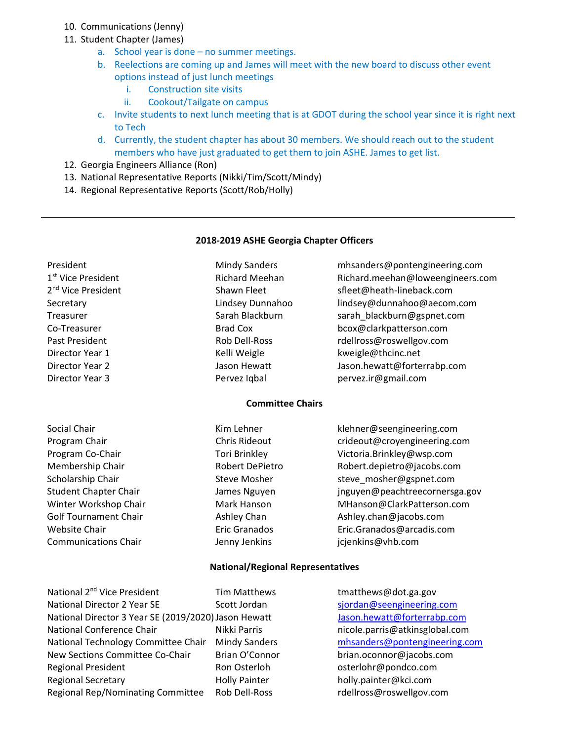10. Communications (Jenny)
11. Student Chapter (James)
    a. School year is done – no summer meetings.
    b. Reelections are coming up and James will meet with the new board to discuss other event options instead of just lunch meetings
        i. Construction site visits
        ii. Cookout/Tailgate on campus
    c. Invite students to next lunch meeting that is at GDOT during the school year since it is right next to Tech
    d. Currently, the student chapter has about 30 members. We should reach out to the student members who have just graduated to get them to join ASHE. James to get list.
12. Georgia Engineers Alliance (Ron)
13. National Representative Reports (Nikki/Tim/Scott/Mindy)
14. Regional Representative Reports (Scott/Rob/Holly)

---

**2018-2019 ASHE Georgia Chapter Officers**

| | | |
|---|---|---|
| President | Mindy Sanders | mhsanders@pontengineering.com |
| 1st Vice President | Richard Meehan | Richard.meehan@loweengineers.com |
| 2nd Vice President | Shawn Fleet | sfleet@heath-lineback.com |
| Secretary | Lindsey Dunnahoo | lindsey@dunnahoo@aecom.com |
| Treasurer | Sarah Blackburn | sarah_blackburn@gspnet.com |
| Co-Treasurer | Brad Cox | bcox@clarkpatterson.com |
| Past President | Rob Dell-Ross | rdellross@roswellgov.com |
| Director Year 1 | Kelli Weigle | kweigle@thcinc.net |
| Director Year 2 | Jason Hewatt | Jason.hewatt@forterrabp.com |
| Director Year 3 | Pervez Iqbal | pervez.ir@gmail.com |

**Committee Chairs**

| | | |
|---|---|---|
| Social Chair | Kim Lehner | klehner@seengineering.com |
| Program Chair | Chris Rideout | crideout@croyengineering.com |
| Program Co-Chair | Tori Brinkley | Victoria.Brinkley@wsp.com |
| Membership Chair | Robert DePietro | Robert.depietro@jacobs.com |
| Scholarship Chair | Steve Mosher | steve_mosher@gspnet.com |
| Student Chapter Chair | James Nguyen | jnguyen@peachtreecornersga.gov |
| Winter Workshop Chair | Mark Hanson | MHanson@ClarkPatterson.com |
| Golf Tournament Chair | Ashley Chan | Ashley.chan@jacobs.com |
| Website Chair | Eric Granados | Eric.Granados@arcadis.com |
| Communications Chair | Jenny Jenkins | jcjenkins@vhb.com |

**National/Regional Representatives**

| | | |
|---|---|---|
| National 2nd Vice President | Tim Matthews | tmatthews@dot.ga.gov |
| National Director 2 Year SE | Scott Jordan | sjordan@seengineering.com |
| National Director 3 Year SE (2019/2020) | Jason Hewatt | Jason.hewatt@forterrabp.com |
| National Conference Chair | Nikki Parris | nicole.parris@atkinsglobal.com |
| National Technology Committee Chair | Mindy Sanders | mhsanders@pontengineering.com |
| New Sections Committee Co-Chair | Brian O'Connor | brian.oconnor@jacobs.com |
| Regional President | Ron Osterloh | osterlohr@pondco.com |
| Regional Secretary | Holly Painter | holly.painter@kci.com |
| Regional Rep/Nominating Committee | Rob Dell-Ross | rdellross@roswellgov.com |